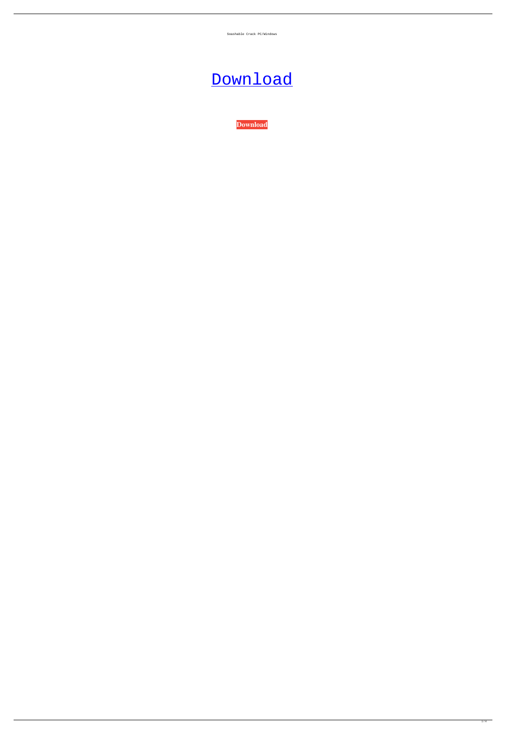Soashable Crack PC/Windows

[Download](#)

**Download**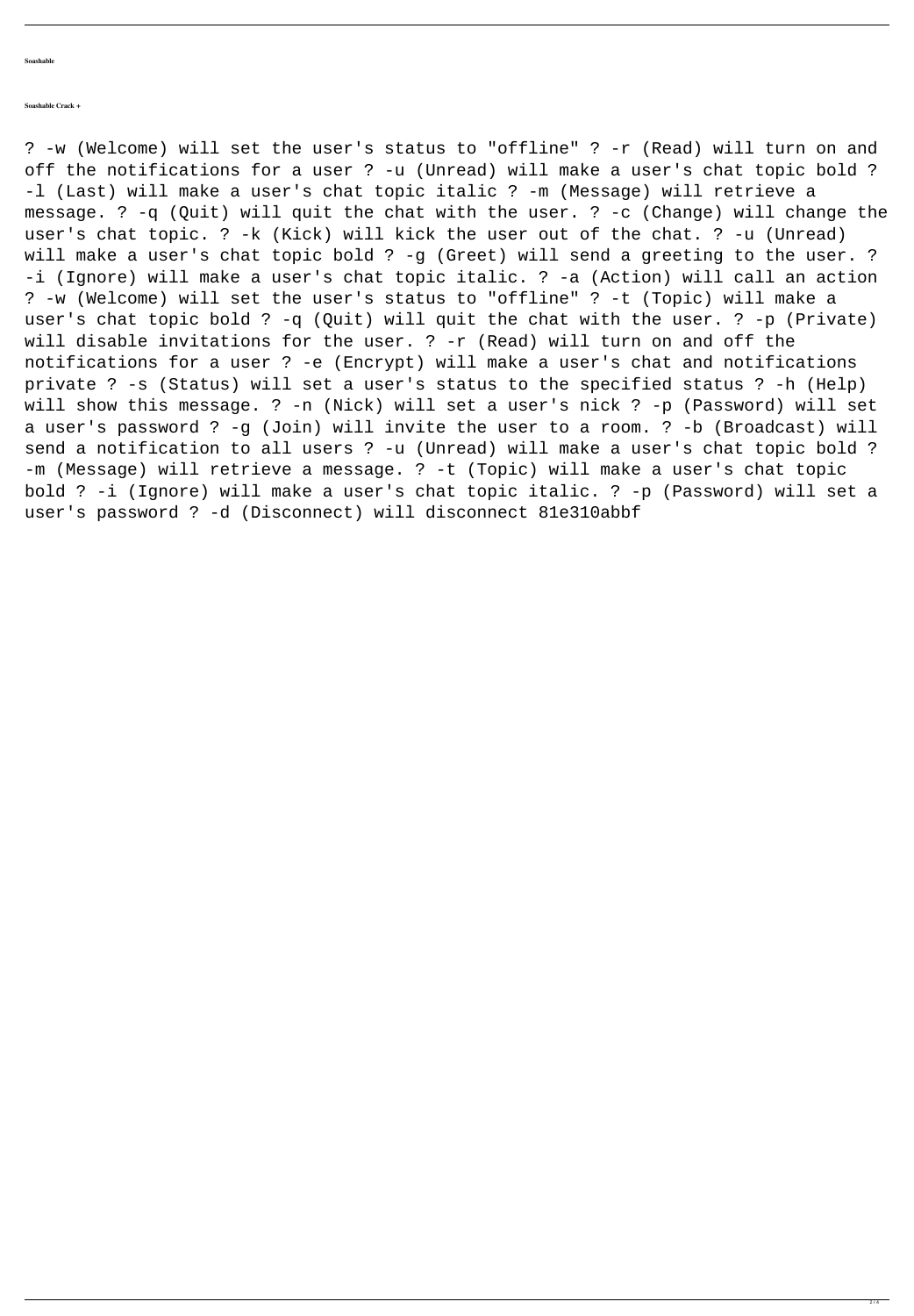**Soashable**

**Soashable Crack +**

? -w (Welcome) will set the user's status to "offline" ? -r (Read) will turn on and off the notifications for a user ? -u (Unread) will make a user's chat topic bold ? -l (Last) will make a user's chat topic italic ? -m (Message) will retrieve a message. ? -q (Quit) will quit the chat with the user. ? -c (Change) will change the user's chat topic. ? -k (Kick) will kick the user out of the chat. ? -u (Unread) will make a user's chat topic bold ? -g (Greet) will send a greeting to the user. ? -i (Ignore) will make a user's chat topic italic. ? -a (Action) will call an action ? -w (Welcome) will set the user's status to "offline" ? -t (Topic) will make a user's chat topic bold ? -q (Quit) will quit the chat with the user. ? -p (Private) will disable invitations for the user. ? -r (Read) will turn on and off the notifications for a user ? -e (Encrypt) will make a user's chat and notifications private ? -s (Status) will set a user's status to the specified status ? -h (Help) will show this message. ? -n (Nick) will set a user's nick ? -p (Password) will set a user's password ? -g (Join) will invite the user to a room. ? -b (Broadcast) will send a notification to all users ? -u (Unread) will make a user's chat topic bold ? -m (Message) will retrieve a message. ? -t (Topic) will make a user's chat topic bold ? -i (Ignore) will make a user's chat topic italic. ? -p (Password) will set a user's password ? -d (Disconnect) will disconnect 81e310abbf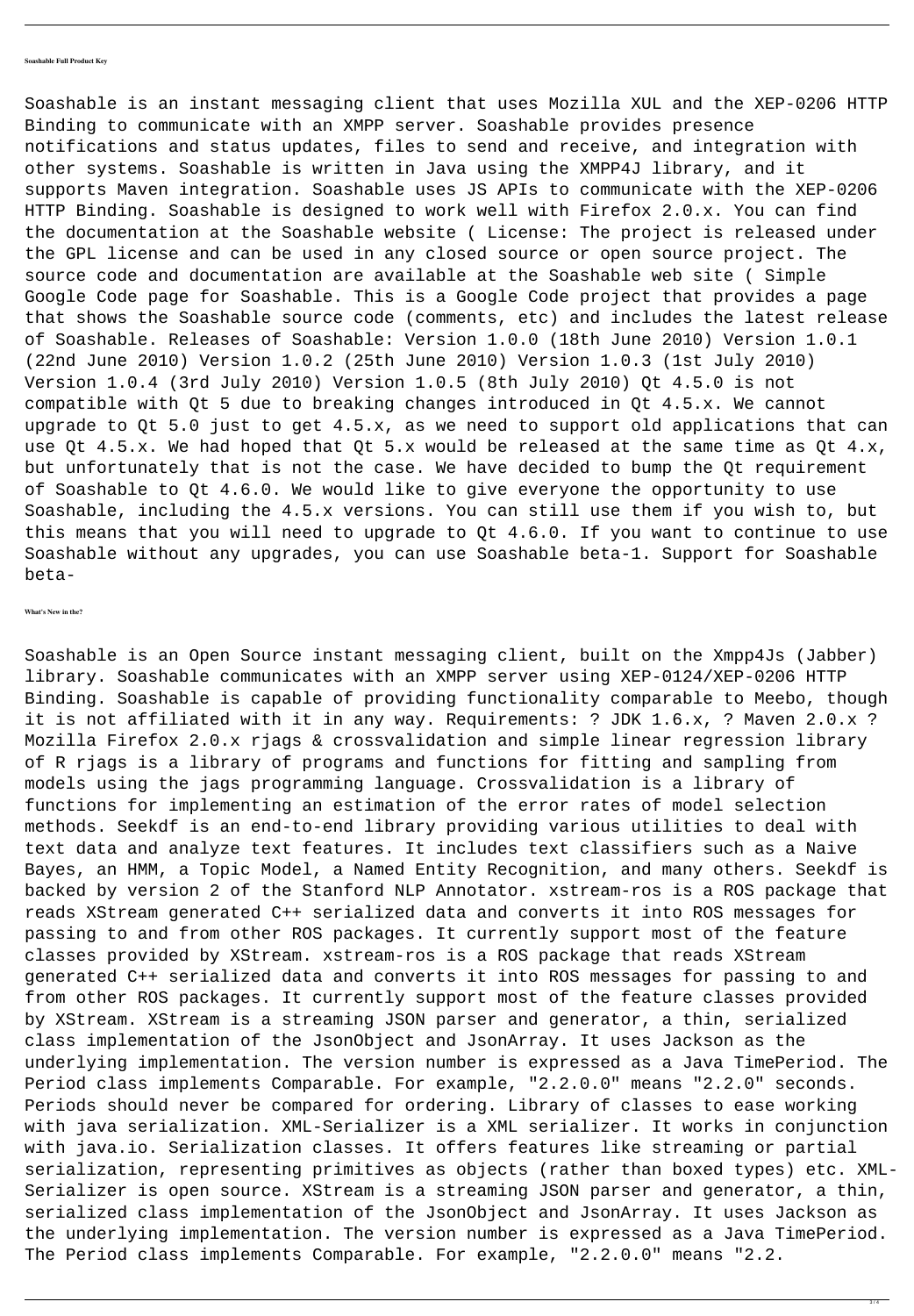**Soashable Full Product Key**

Soashable is an instant messaging client that uses Mozilla XUL and the XEP-0206 HTTP Binding to communicate with an XMPP server. Soashable provides presence notifications and status updates, files to send and receive, and integration with other systems. Soashable is written in Java using the XMPP4J library, and it supports Maven integration. Soashable uses JS APIs to communicate with the XEP-0206 HTTP Binding. Soashable is designed to work well with Firefox 2.0.x. You can find the documentation at the Soashable website ( License: The project is released under the GPL license and can be used in any closed source or open source project. The source code and documentation are available at the Soashable web site ( Simple Google Code page for Soashable. This is a Google Code project that provides a page that shows the Soashable source code (comments, etc) and includes the latest release of Soashable. Releases of Soashable: Version 1.0.0 (18th June 2010) Version 1.0.1 (22nd June 2010) Version 1.0.2 (25th June 2010) Version 1.0.3 (1st July 2010) Version 1.0.4 (3rd July 2010) Version 1.0.5 (8th July 2010) Qt 4.5.0 is not compatible with Qt 5 due to breaking changes introduced in Qt 4.5.x. We cannot upgrade to Qt 5.0 just to get 4.5.x, as we need to support old applications that can use Qt 4.5.x. We had hoped that Qt 5.x would be released at the same time as Qt 4.x, but unfortunately that is not the case. We have decided to bump the Qt requirement of Soashable to Qt 4.6.0. We would like to give everyone the opportunity to use Soashable, including the 4.5.x versions. You can still use them if you wish to, but this means that you will need to upgrade to Qt 4.6.0. If you want to continue to use Soashable without any upgrades, you can use Soashable beta-1. Support for Soashable beta-

**What's New in the?**

Soashable is an Open Source instant messaging client, built on the Xmpp4Js (Jabber) library. Soashable communicates with an XMPP server using XEP-0124/XEP-0206 HTTP Binding. Soashable is capable of providing functionality comparable to Meebo, though it is not affiliated with it in any way. Requirements: ? JDK 1.6.x, ? Maven 2.0.x ? Mozilla Firefox 2.0.x rjags & crossvalidation and simple linear regression library of R rjags is a library of programs and functions for fitting and sampling from models using the jags programming language. Crossvalidation is a library of functions for implementing an estimation of the error rates of model selection methods. Seekdf is an end-to-end library providing various utilities to deal with text data and analyze text features. It includes text classifiers such as a Naive Bayes, an HMM, a Topic Model, a Named Entity Recognition, and many others. Seekdf is backed by version 2 of the Stanford NLP Annotator. xstream-ros is a ROS package that reads XStream generated C++ serialized data and converts it into ROS messages for passing to and from other ROS packages. It currently support most of the feature classes provided by XStream. xstream-ros is a ROS package that reads XStream generated C++ serialized data and converts it into ROS messages for passing to and from other ROS packages. It currently support most of the feature classes provided by XStream. XStream is a streaming JSON parser and generator, a thin, serialized class implementation of the JsonObject and JsonArray. It uses Jackson as the underlying implementation. The version number is expressed as a Java TimePeriod. The Period class implements Comparable. For example, "2.2.0.0" means "2.2.0" seconds. Periods should never be compared for ordering. Library of classes to ease working with java serialization. XML-Serializer is a XML serializer. It works in conjunction with java.io. Serialization classes. It offers features like streaming or partial serialization, representing primitives as objects (rather than boxed types) etc. XML-Serializer is open source. XStream is a streaming JSON parser and generator, a thin, serialized class implementation of the JsonObject and JsonArray. It uses Jackson as the underlying implementation. The version number is expressed as a Java TimePeriod. The Period class implements Comparable. For example, "2.2.0.0" means "2.2.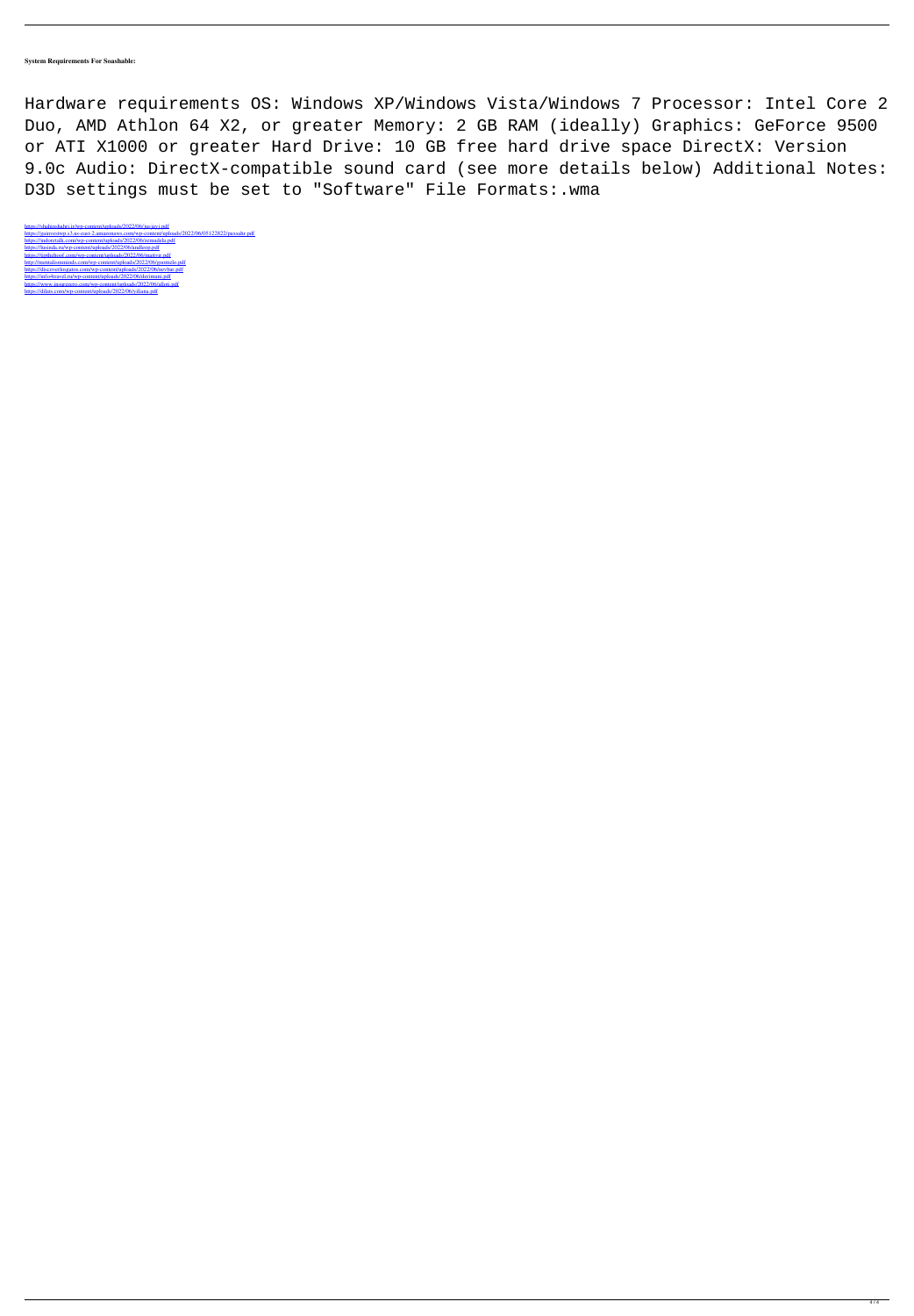**System Requirements For Soashable:**

Hardware requirements OS: Windows XP/Windows Vista/Windows 7 Processor: Intel Core 2 Duo, AMD Athlon 64 X2, or greater Memory: 2 GB RAM (ideally) Graphics: GeForce 9500 or ATI X1000 or greater Hard Drive: 10 GB free hard drive space DirectX: Version 9.0c Audio: DirectX-compatible sound card (see more details below) Additional Notes: D3D settings must be set to "Software" File Formats:.wma

https://shahrzadshahri.ir/wp-content/uploads/2022/06/nesnyr.pdf
https://gainvestmp.s3.us-east-2.amazonaws.com/wp-content/uploads/2022/06/05122822/paxsahr.pdf
https://indoretalk.com/wp-content/uploads/2022/06/zenadela.pdf
https://lasisda.ru/wp-content/uploads/2022/06/andleop.pdf
https://tiefutheoff.com/wp-content/uploads/2022/06/maitvar.pdf
http://mentalismminds.com/wp-content/uploads/2022/06/jaomelo.pdf
https://discoverlosgatos.com/wp-content/uploads/2022/06/ravibar.pdf
https://info4travel.ru/wp-content/uploads/2022/06/derimani.pdf
https://www.imagesroro.com/wp-content/uploads/2022/06/allon.pdf
https://dilats.com/wp-content/uploads/2022/06/yiliana.pdf